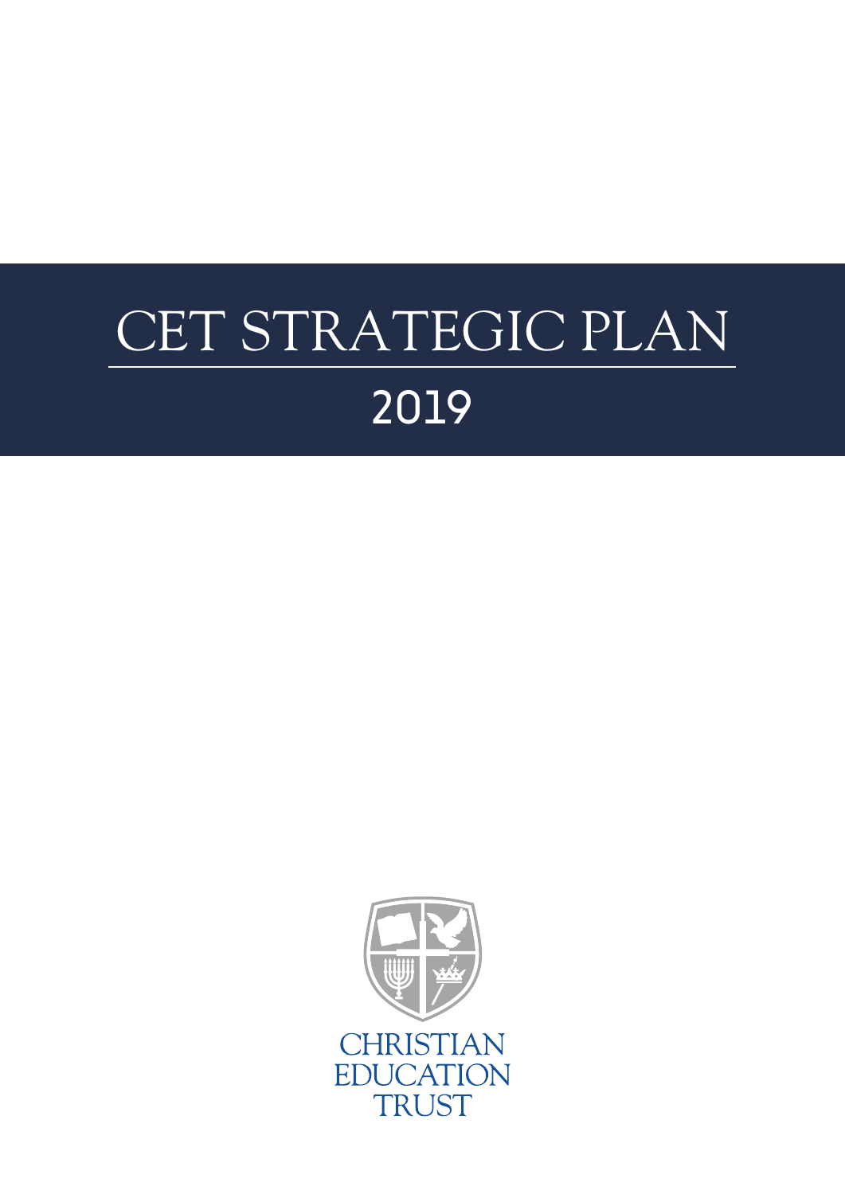# CET STRATEGIC PLAN

## 2019

CHRISTIAN EDUCATION TRUST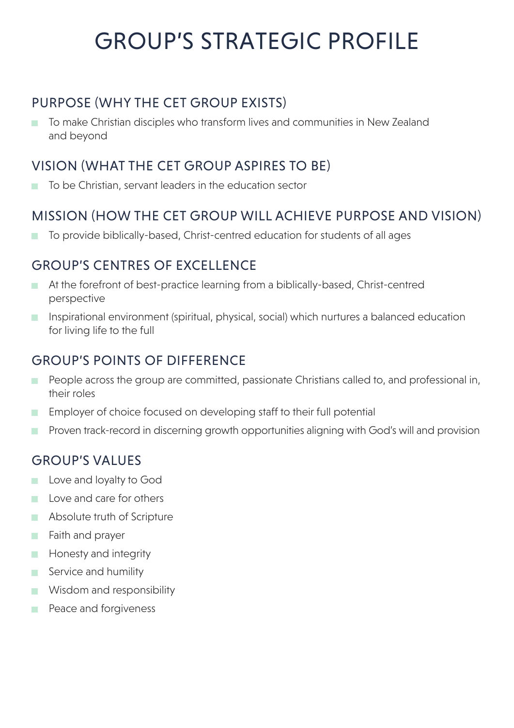# GROUP'S STRATEGIC PROFILE

## PURPOSE (WHY THE CET GROUP EXISTS)

- To make Christian disciples who transform lives and communities in New Zealand and beyond

## VISION (WHAT THE CET GROUP ASPIRES TO BE)

- To be Christian, servant leaders in the education sector

## MISSION (HOW THE CET GROUP WILL ACHIEVE PURPOSE AND VISION)

- To provide biblically-based, Christ-centred education for students of all ages

## GROUP'S CENTRES OF EXCELLENCE

- At the forefront of best-practice learning from a biblically-based, Christ-centred perspective
- Inspirational environment (spiritual, physical, social) which nurtures a balanced education for living life to the full

## GROUP'S POINTS OF DIFFERENCE

- People across the group are committed, passionate Christians called to, and professional in, their roles
- Employer of choice focused on developing staff to their full potential
- Proven track-record in discerning growth opportunities aligning with God's will and provision

## GROUP'S VALUES

- Love and loyalty to God
- Love and care for others
- Absolute truth of Scripture
- Faith and prayer
- Honesty and integrity
- Service and humility
- Wisdom and responsibility
- Peace and forgiveness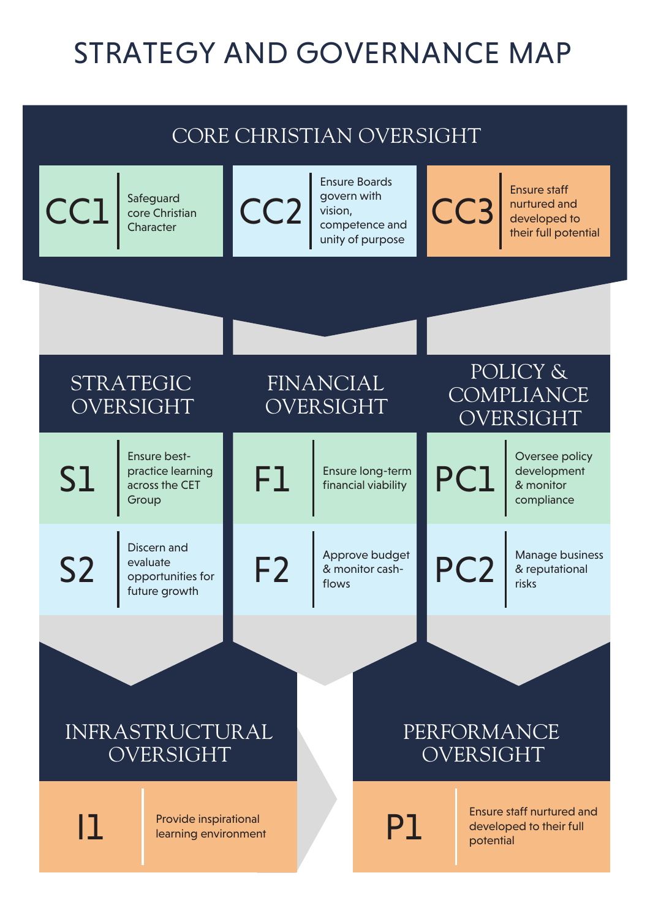# STRATEGY AND GOVERNANCE MAP

## CORE CHRISTIAN OVERSIGHT

| Code | Description |
|---|---|
| CC1 | Safeguard core Christian Character |
| CC2 | Ensure Boards govern with vision, competence and unity of purpose |
| CC3 | Ensure staff nurtured and developed to their full potential |

## STRATEGIC OVERSIGHT

| Code | Description |
|---|---|
| S1 | Ensure best-practice learning across the CET Group |
| S2 | Discern and evaluate opportunities for future growth |

## FINANCIAL OVERSIGHT

| Code | Description |
|---|---|
| F1 | Ensure long-term financial viability |
| F2 | Approve budget & monitor cash-flows |

## POLICY & COMPLIANCE OVERSIGHT

| Code | Description |
|---|---|
| PC1 | Oversee policy development & monitor compliance |
| PC2 | Manage business & reputational risks |

## INFRASTRUCTURAL OVERSIGHT

| Code | Description |
|---|---|
| I1 | Provide inspirational learning environment |

## PERFORMANCE OVERSIGHT

| Code | Description |
|---|---|
| P1 | Ensure staff nurtured and developed to their full potential |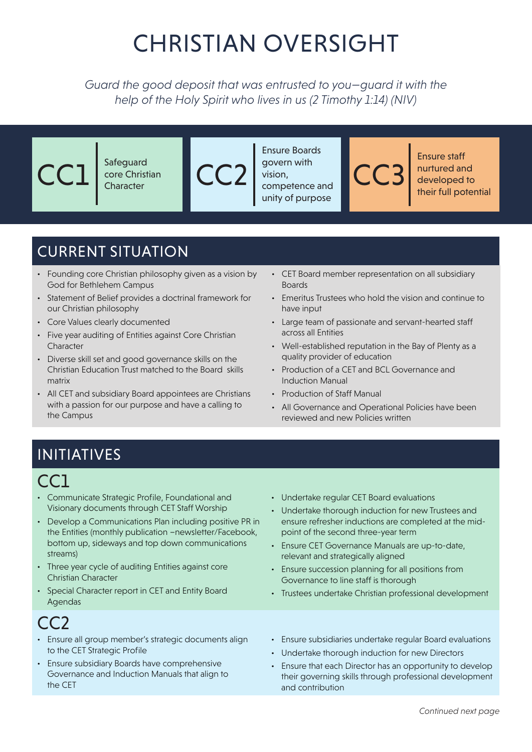# CHRISTIAN OVERSIGHT

*Guard the good deposit that was entrusted to you—guard it with the help of the Holy Spirit who lives in us (2 Timothy 1:14) (NIV)*

**CC1** Safeguard core Christian Character

**CC2** Ensure Boards govern with vision, competence and unity of purpose

**CC3** Ensure staff nurtured and developed to their full potential

## CURRENT SITUATION

- Founding core Christian philosophy given as a vision by God for Bethlehem Campus
- Statement of Belief provides a doctrinal framework for our Christian philosophy
- Core Values clearly documented
- Five year auditing of Entities against Core Christian Character
- Diverse skill set and good governance skills on the Christian Education Trust matched to the Board skills matrix
- All CET and subsidiary Board appointees are Christians with a passion for our purpose and have a calling to the Campus
- CET Board member representation on all subsidiary Boards
- Emeritus Trustees who hold the vision and continue to have input
- Large team of passionate and servant-hearted staff across all Entities
- Well-established reputation in the Bay of Plenty as a quality provider of education
- Production of a CET and BCL Governance and Induction Manual
- Production of Staff Manual
- All Governance and Operational Policies have been reviewed and new Policies written

## INITIATIVES

### CC1

- Communicate Strategic Profile, Foundational and Visionary documents through CET Staff Worship
- Develop a Communications Plan including positive PR in the Entities (monthly publication –newsletter/Facebook, bottom up, sideways and top down communications streams)
- Three year cycle of auditing Entities against core Christian Character
- Special Character report in CET and Entity Board Agendas
- Undertake regular CET Board evaluations
- Undertake thorough induction for new Trustees and ensure refresher inductions are completed at the mid-point of the second three-year term
- Ensure CET Governance Manuals are up-to-date, relevant and strategically aligned
- Ensure succession planning for all positions from Governance to line staff is thorough
- Trustees undertake Christian professional development

### CC2

- Ensure all group member's strategic documents align to the CET Strategic Profile
- Ensure subsidiary Boards have comprehensive Governance and Induction Manuals that align to the CET
- Ensure subsidiaries undertake regular Board evaluations
- Undertake thorough induction for new Directors
- Ensure that each Director has an opportunity to develop their governing skills through professional development and contribution

*Continued next page*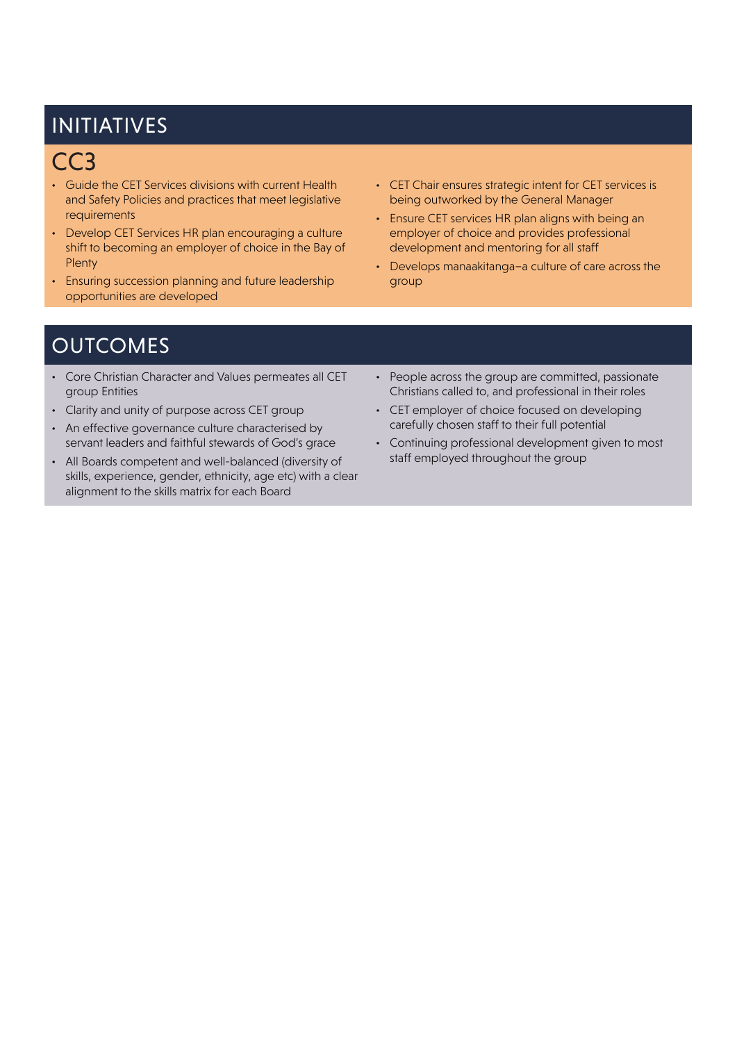## INITIATIVES

### CC3

- Guide the CET Services divisions with current Health and Safety Policies and practices that meet legislative requirements
- Develop CET Services HR plan encouraging a culture shift to becoming an employer of choice in the Bay of Plenty
- Ensuring succession planning and future leadership opportunities are developed
- CET Chair ensures strategic intent for CET services is being outworked by the General Manager
- Ensure CET services HR plan aligns with being an employer of choice and provides professional development and mentoring for all staff
- Develops manaakitanga–a culture of care across the group

## OUTCOMES

- Core Christian Character and Values permeates all CET group Entities
- Clarity and unity of purpose across CET group
- An effective governance culture characterised by servant leaders and faithful stewards of God's grace
- All Boards competent and well-balanced (diversity of skills, experience, gender, ethnicity, age etc) with a clear alignment to the skills matrix for each Board
- People across the group are committed, passionate Christians called to, and professional in their roles
- CET employer of choice focused on developing carefully chosen staff to their full potential
- Continuing professional development given to most staff employed throughout the group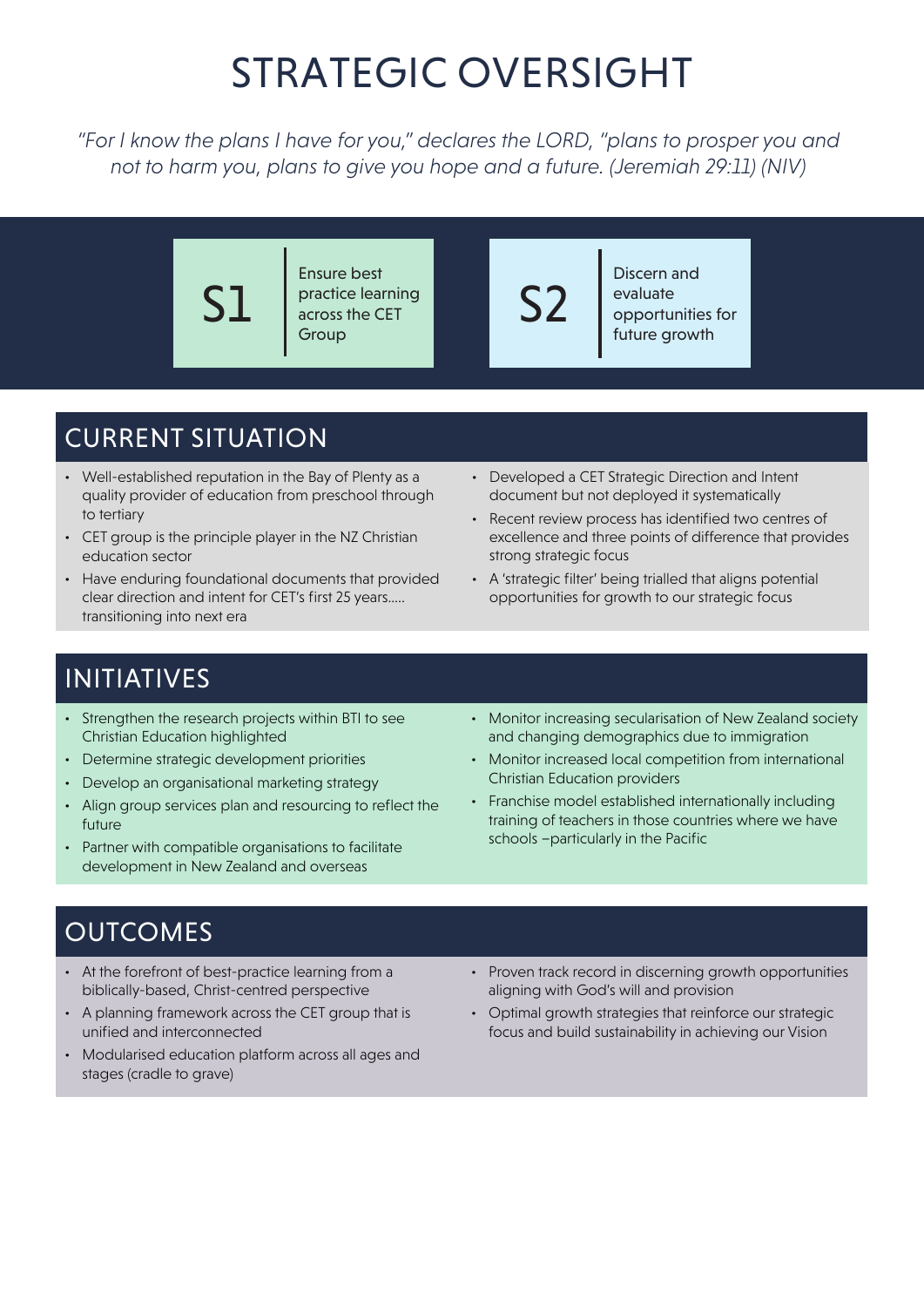# STRATEGIC OVERSIGHT

*"For I know the plans I have for you," declares the LORD, "plans to prosper you and not to harm you, plans to give you hope and a future. (Jeremiah 29:11) (NIV)*

**S1** Ensure best practice learning across the CET Group

**S2** Discern and evaluate opportunities for future growth

## CURRENT SITUATION

- Well-established reputation in the Bay of Plenty as a quality provider of education from preschool through to tertiary
- CET group is the principle player in the NZ Christian education sector
- Have enduring foundational documents that provided clear direction and intent for CET's first 25 years….. transitioning into next era
- Developed a CET Strategic Direction and Intent document but not deployed it systematically
- Recent review process has identified two centres of excellence and three points of difference that provides strong strategic focus
- A 'strategic filter' being trialled that aligns potential opportunities for growth to our strategic focus

## INITIATIVES

- Strengthen the research projects within BTI to see Christian Education highlighted
- Determine strategic development priorities
- Develop an organisational marketing strategy
- Align group services plan and resourcing to reflect the future
- Partner with compatible organisations to facilitate development in New Zealand and overseas
- Monitor increasing secularisation of New Zealand society and changing demographics due to immigration
- Monitor increased local competition from international Christian Education providers
- Franchise model established internationally including training of teachers in those countries where we have schools –particularly in the Pacific

## OUTCOMES

- At the forefront of best-practice learning from a biblically-based, Christ-centred perspective
- A planning framework across the CET group that is unified and interconnected
- Modularised education platform across all ages and stages (cradle to grave)
- Proven track record in discerning growth opportunities aligning with God's will and provision
- Optimal growth strategies that reinforce our strategic focus and build sustainability in achieving our Vision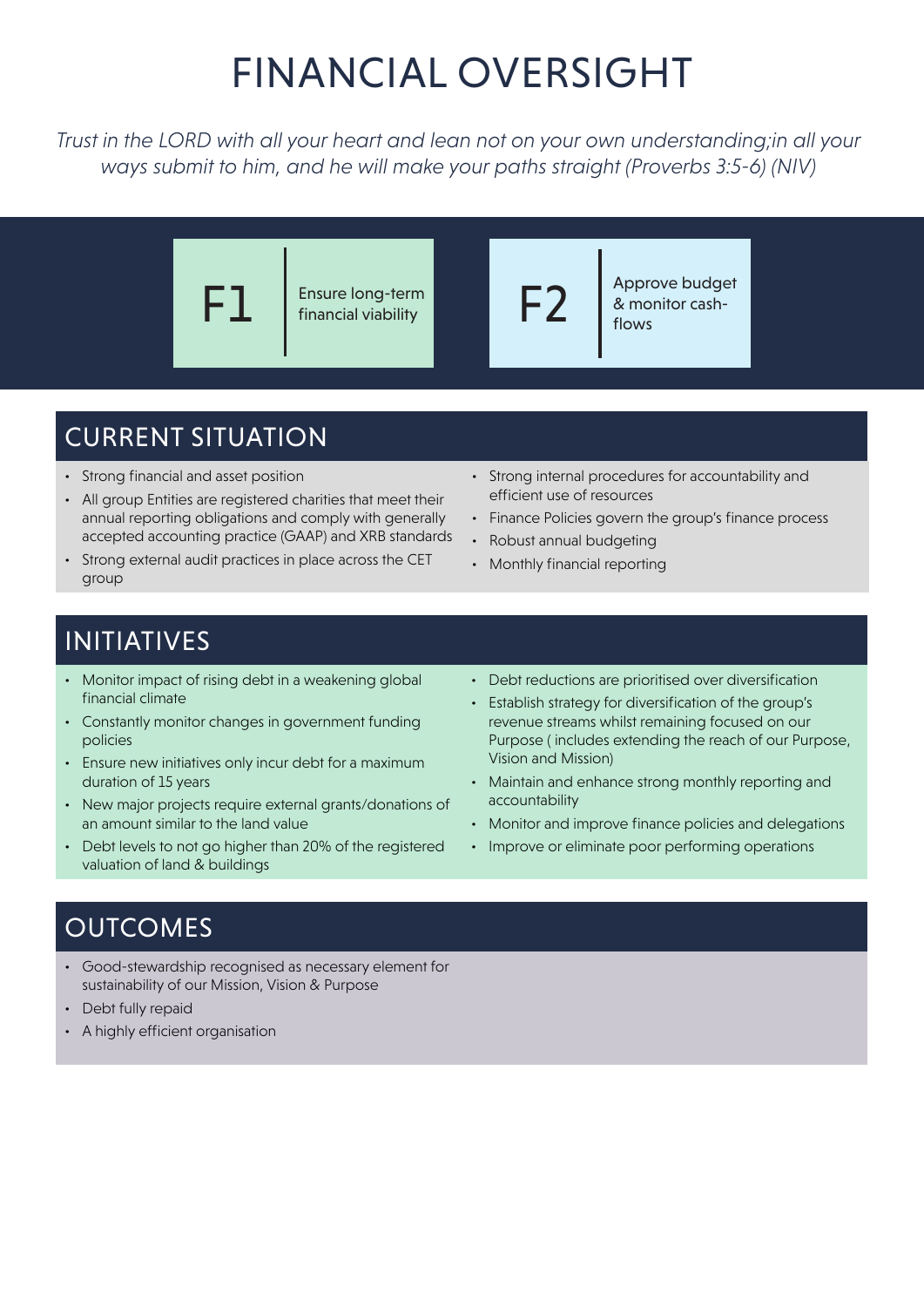# FINANCIAL OVERSIGHT

*Trust in the LORD with all your heart and lean not on your own understanding;in all your ways submit to him, and he will make your paths straight (Proverbs 3:5-6) (NIV)*

**F1** Ensure long-term financial viability

**F2** Approve budget & monitor cash-flows

## CURRENT SITUATION

- Strong financial and asset position
- All group Entities are registered charities that meet their annual reporting obligations and comply with generally accepted accounting practice (GAAP) and XRB standards
- Strong external audit practices in place across the CET group
- Strong internal procedures for accountability and efficient use of resources
- Finance Policies govern the group's finance process
- Robust annual budgeting
- Monthly financial reporting

## INITIATIVES

- Monitor impact of rising debt in a weakening global financial climate
- Constantly monitor changes in government funding policies
- Ensure new initiatives only incur debt for a maximum duration of 15 years
- New major projects require external grants/donations of an amount similar to the land value
- Debt levels to not go higher than 20% of the registered valuation of land & buildings
- Debt reductions are prioritised over diversification
- Establish strategy for diversification of the group's revenue streams whilst remaining focused on our Purpose ( includes extending the reach of our Purpose, Vision and Mission)
- Maintain and enhance strong monthly reporting and accountability
- Monitor and improve finance policies and delegations
- Improve or eliminate poor performing operations

## OUTCOMES

- Good-stewardship recognised as necessary element for sustainability of our Mission, Vision & Purpose
- Debt fully repaid
- A highly efficient organisation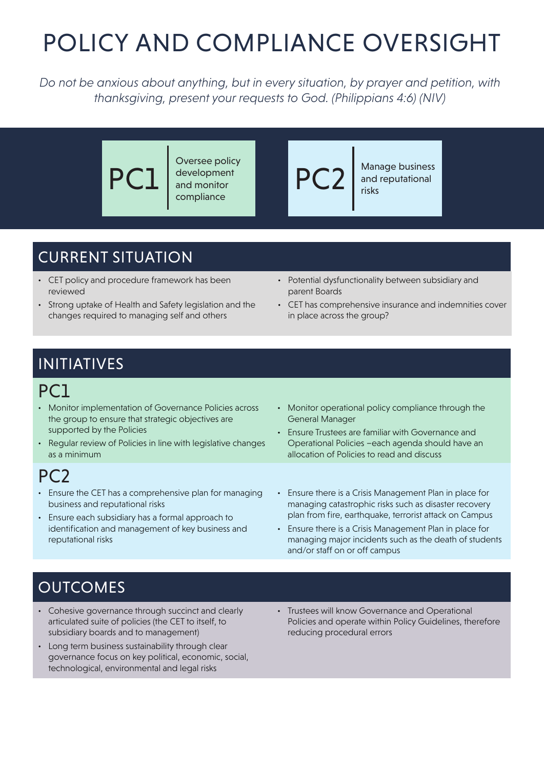# POLICY AND COMPLIANCE OVERSIGHT

*Do not be anxious about anything, but in every situation, by prayer and petition, with thanksgiving, present your requests to God. (Philippians 4:6) (NIV)*

**PC1** | Oversee policy development and monitor compliance

**PC2** | Manage business and reputational risks

## CURRENT SITUATION

- CET policy and procedure framework has been reviewed
- Strong uptake of Health and Safety legislation and the changes required to managing self and others
- Potential dysfunctionality between subsidiary and parent Boards
- CET has comprehensive insurance and indemnities cover in place across the group?

## INITIATIVES

### PC1

- Monitor implementation of Governance Policies across the group to ensure that strategic objectives are supported by the Policies
- Regular review of Policies in line with legislative changes as a minimum
- Monitor operational policy compliance through the General Manager
- Ensure Trustees are familiar with Governance and Operational Policies –each agenda should have an allocation of Policies to read and discuss

### PC2

- Ensure the CET has a comprehensive plan for managing business and reputational risks
- Ensure each subsidiary has a formal approach to identification and management of key business and reputational risks
- Ensure there is a Crisis Management Plan in place for managing catastrophic risks such as disaster recovery plan from fire, earthquake, terrorist attack on Campus
- Ensure there is a Crisis Management Plan in place for managing major incidents such as the death of students and/or staff on or off campus

## OUTCOMES

- Cohesive governance through succinct and clearly articulated suite of policies (the CET to itself, to subsidiary boards and to management)
- Long term business sustainability through clear governance focus on key political, economic, social, technological, environmental and legal risks
- Trustees will know Governance and Operational Policies and operate within Policy Guidelines, therefore reducing procedural errors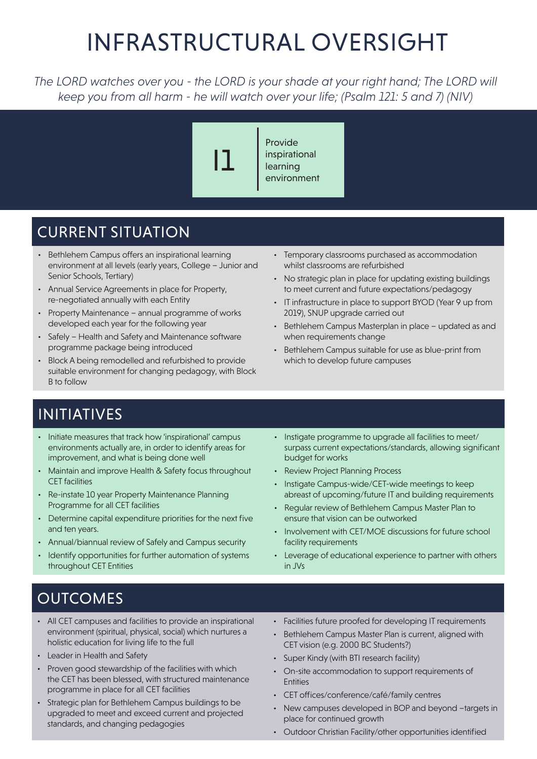# INFRASTRUCTURAL OVERSIGHT

*The LORD watches over you - the LORD is your shade at your right hand; The LORD will keep you from all harm - he will watch over your life; (Psalm 121: 5 and 7) (NIV)*

**I1** Provide inspirational learning environment

## CURRENT SITUATION

- Bethlehem Campus offers an inspirational learning environment at all levels (early years, College – Junior and Senior Schools, Tertiary)
- Annual Service Agreements in place for Property, re-negotiated annually with each Entity
- Property Maintenance – annual programme of works developed each year for the following year
- Safely – Health and Safety and Maintenance software programme package being introduced
- Block A being remodelled and refurbished to provide suitable environment for changing pedagogy, with Block B to follow
- Temporary classrooms purchased as accommodation whilst classrooms are refurbished
- No strategic plan in place for updating existing buildings to meet current and future expectations/pedagogy
- IT infrastructure in place to support BYOD (Year 9 up from 2019), SNUP upgrade carried out
- Bethlehem Campus Masterplan in place – updated as and when requirements change
- Bethlehem Campus suitable for use as blue-print from which to develop future campuses

## INITIATIVES

- Initiate measures that track how 'inspirational' campus environments actually are, in order to identify areas for improvement, and what is being done well
- Maintain and improve Health & Safety focus throughout CET facilities
- Re-instate 10 year Property Maintenance Planning Programme for all CET facilities
- Determine capital expenditure priorities for the next five and ten years.
- Annual/biannual review of Safely and Campus security
- Identify opportunities for further automation of systems throughout CET Entities
- Instigate programme to upgrade all facilities to meet/surpass current expectations/standards, allowing significant budget for works
- Review Project Planning Process
- Instigate Campus-wide/CET-wide meetings to keep abreast of upcoming/future IT and building requirements
- Regular review of Bethlehem Campus Master Plan to ensure that vision can be outworked
- Involvement with CET/MOE discussions for future school facility requirements
- Leverage of educational experience to partner with others in JVs

## OUTCOMES

- All CET campuses and facilities to provide an inspirational environment (spiritual, physical, social) which nurtures a holistic education for living life to the full
- Leader in Health and Safety
- Proven good stewardship of the facilities with which the CET has been blessed, with structured maintenance programme in place for all CET facilities
- Strategic plan for Bethlehem Campus buildings to be upgraded to meet and exceed current and projected standards, and changing pedagogies
- Facilities future proofed for developing IT requirements
- Bethlehem Campus Master Plan is current, aligned with CET vision (e.g. 2000 BC Students?)
- Super Kindy (with BTI research facility)
- On-site accommodation to support requirements of Entities
- CET offices/conference/café/family centres
- New campuses developed in BOP and beyond –targets in place for continued growth
- Outdoor Christian Facility/other opportunities identified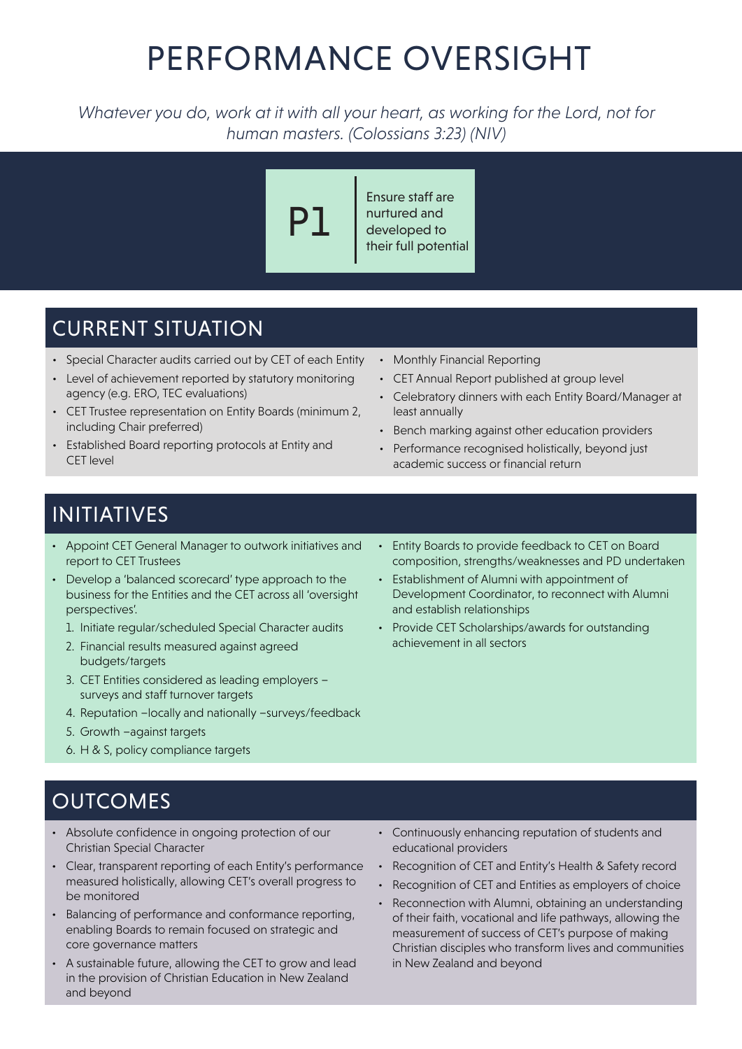# PERFORMANCE OVERSIGHT

*Whatever you do, work at it with all your heart, as working for the Lord, not for human masters. (Colossians 3:23) (NIV)*

**P1** | Ensure staff are nurtured and developed to their full potential

## CURRENT SITUATION

- Special Character audits carried out by CET of each Entity
- Level of achievement reported by statutory monitoring agency (e.g. ERO, TEC evaluations)
- CET Trustee representation on Entity Boards (minimum 2, including Chair preferred)
- Established Board reporting protocols at Entity and CET level
- Monthly Financial Reporting
- CET Annual Report published at group level
- Celebratory dinners with each Entity Board/Manager at least annually
- Bench marking against other education providers
- Performance recognised holistically, beyond just academic success or financial return

## INITIATIVES

- Appoint CET General Manager to outwork initiatives and report to CET Trustees
- Develop a 'balanced scorecard' type approach to the business for the Entities and the CET across all 'oversight perspectives'.
  1. Initiate regular/scheduled Special Character audits
  2. Financial results measured against agreed budgets/targets
  3. CET Entities considered as leading employers – surveys and staff turnover targets
  4. Reputation –locally and nationally –surveys/feedback
  5. Growth –against targets
  6. H & S, policy compliance targets
- Entity Boards to provide feedback to CET on Board composition, strengths/weaknesses and PD undertaken
- Establishment of Alumni with appointment of Development Coordinator, to reconnect with Alumni and establish relationships
- Provide CET Scholarships/awards for outstanding achievement in all sectors

## OUTCOMES

- Absolute confidence in ongoing protection of our Christian Special Character
- Clear, transparent reporting of each Entity's performance measured holistically, allowing CET's overall progress to be monitored
- Balancing of performance and conformance reporting, enabling Boards to remain focused on strategic and core governance matters
- A sustainable future, allowing the CET to grow and lead in the provision of Christian Education in New Zealand and beyond
- Continuously enhancing reputation of students and educational providers
- Recognition of CET and Entity's Health & Safety record
- Recognition of CET and Entities as employers of choice
- Reconnection with Alumni, obtaining an understanding of their faith, vocational and life pathways, allowing the measurement of success of CET's purpose of making Christian disciples who transform lives and communities in New Zealand and beyond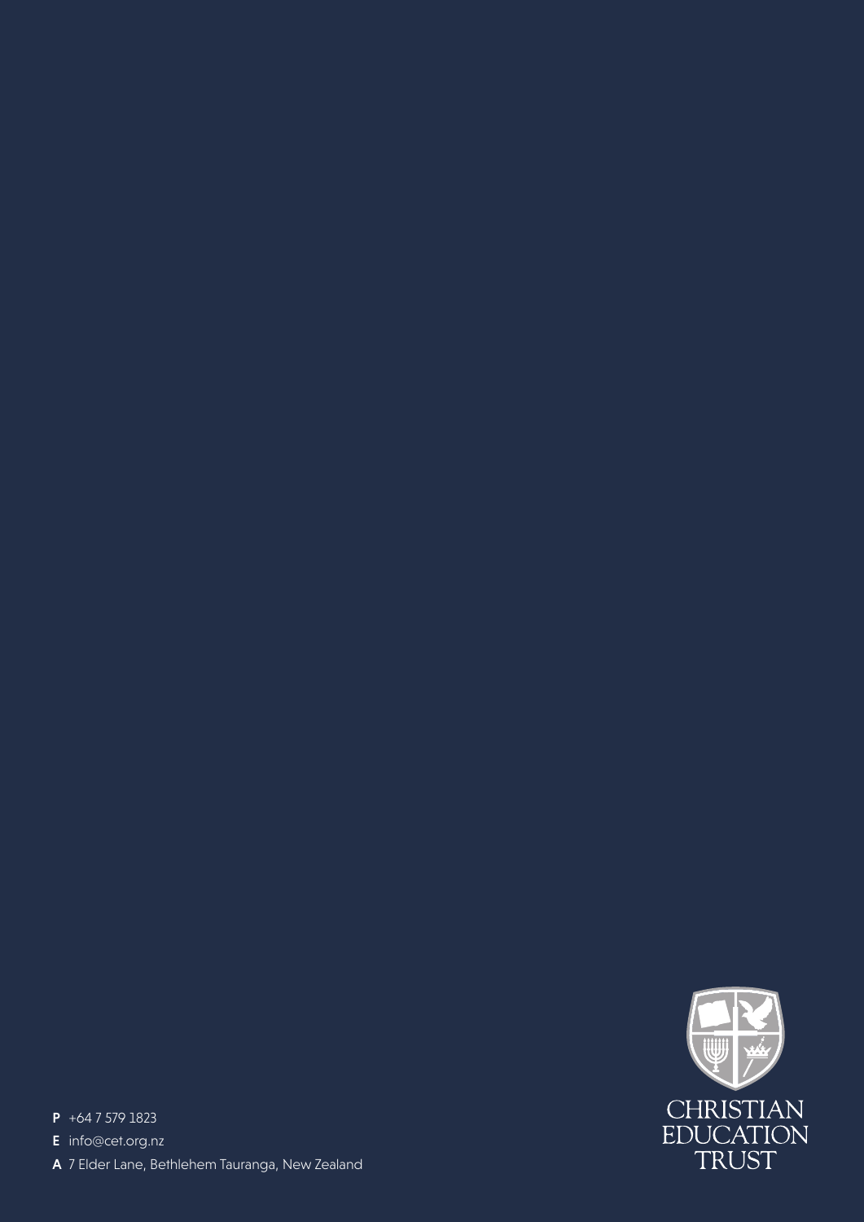**P** +64 7 579 1823

**E** info@cet.org.nz

**A** 7 Elder Lane, Bethlehem Tauranga, New Zealand

CHRISTIAN
EDUCATION
TRUST